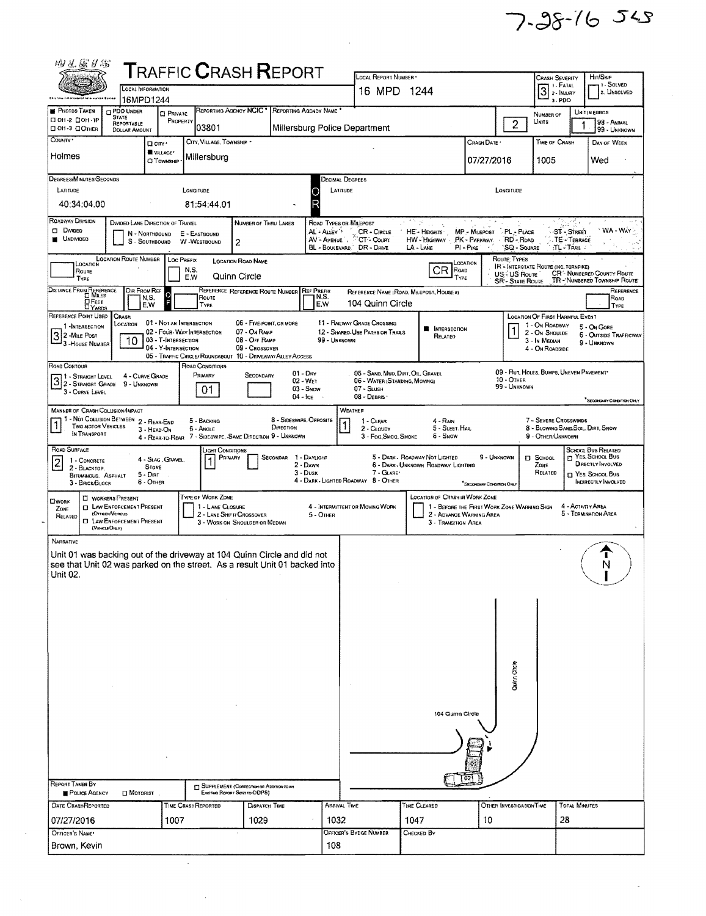7-28-16 SLS

# TRAFFIC CRASH REPORT

| Field | Value |
|---|---|
| Local Information | 16MPD1244 |
| Local Report Number | 16 MPD 1244 |
| Crash Severity | 3 (1 - Fatal, 2 - Injury, 3 - PDO) |
| Hit/Skip | (1 - Solved, 2 - Unsolved) |
| Reporting Agency NCIC | 03801 |
| Reporting Agency Name | Millersburg Police Department |
| Number of Units | 2 |
| Unit in Error | 1 (98 - Animal, 99 - Unknown) |
| County | Holmes |
| City, Village, Township | Village: Millersburg |
| Crash Date | 07/27/2016 |
| Time of Crash | 1005 |
| Day of Week | Wed |

**Degrees/Minutes/Seconds**
Latitude: 40:34:04.00
Longitude: 81:54:44.01

| Field | Value |
|---|---|
| Roadway Division | Undivided |
| Number of Thru Lanes | 2 |
| Location Road Name | Quinn Circle |
| Location Route Type | CR |
| Distance From Reference | (blank) |
| Dir From Ref | F |
| Reference Name (Road, Milepost, House #) | 104 Quinn Circle |
| Reference Point Used | 3 - House Number |
| Crash Location | 10 |
| Location of First Harmful Event | 1 - On Roadway |
| Road Contour | 3 - Curve Level |
| Road Conditions (Primary) | 01 - Dry |
| Manner of Crash Collision/Impact | 1 - Not Collision Between Two Motor Vehicles in Transport |
| Weather | 1 - Clear |
| Road Surface | 2 - Blacktop, Bituminous, Asphalt |
| Light Conditions (Primary) | 1 - Daylight |

## NARRATIVE

Unit 01 was backing out of the driveway at 104 Quinn Circle and did not see that Unit 02 was parked on the street. As a result Unit 01 backed into Unit 02.

(Diagram labels: Quinn Circle, 104 Quinn Circle, 01, 02, N)

| Field | Value |
|---|---|
| Report Taken By | Police Agency |
| Date Crash Reported | 07/27/2016 |
| Time Crash Reported | 1007 |
| Dispatch Time | 1029 |
| Arrival Time | 1032 |
| Time Cleared | 1047 |
| Other Investigation Time | 10 |
| Total Minutes | 28 |
| Officer's Name | Brown, Kevin |
| Officer's Badge Number | 108 |
| Checked By | |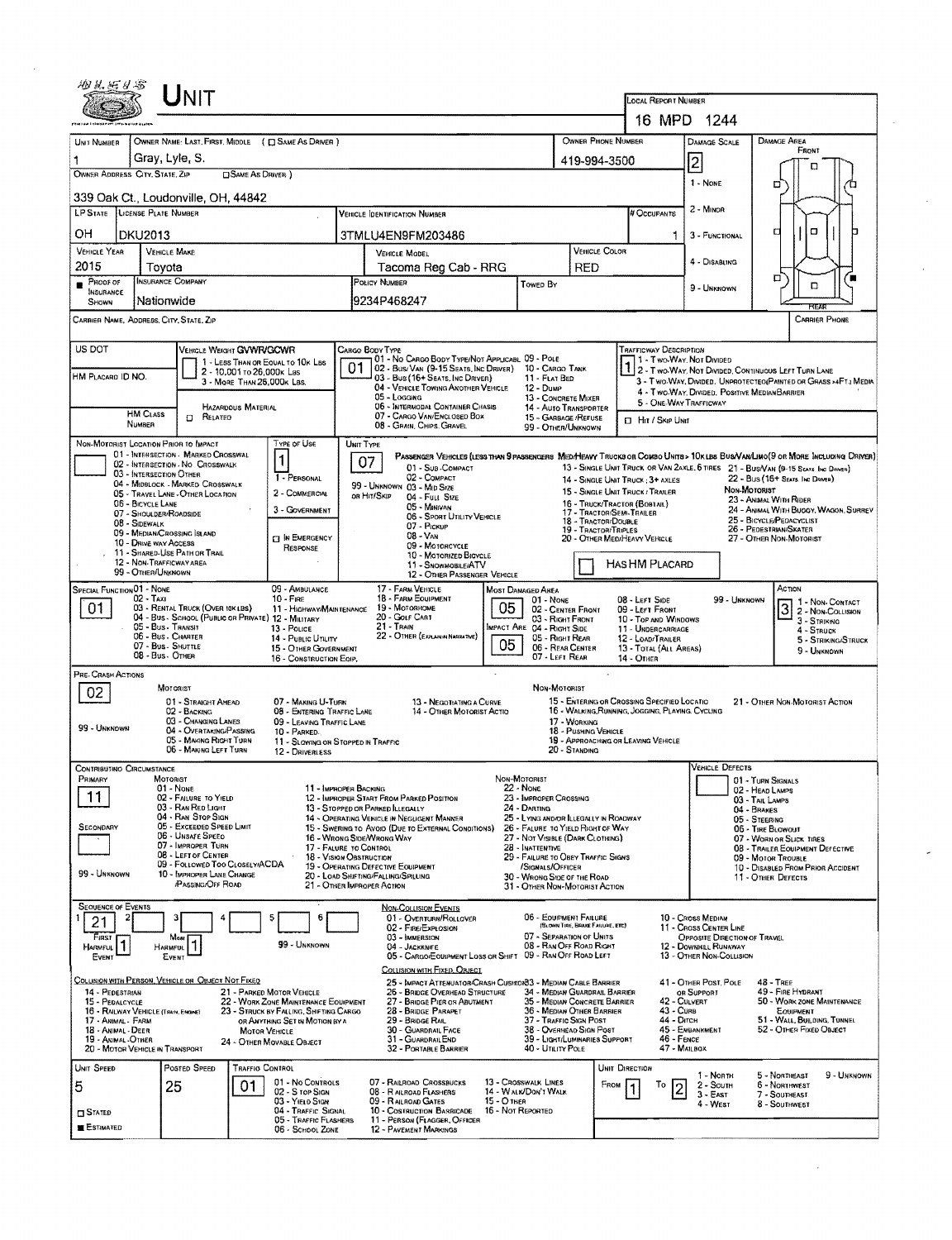# Unit

**Local Report Number:** 16 MPD 1244

| Unit Number | Owner Name: Last, First, Middle (☐ Same As Driver) | Owner Phone Number | Damage Scale | Damage Area |
|---|---|---|---|---|
| 1 | Gray, Lyle, S. | 419-994-3500 | 2 | Front |

**Owner Address: City, State, Zip** (☐ Same As Driver): 339 Oak Ct., Loudonville, OH, 44842

Damage Scale: 1 - None; 2 - Minor; 3 - Functional; 4 - Disabling; 9 - Unknown

| LP State | License Plate Number | Vehicle Identification Number | # Occupants |
|---|---|---|---|
| OH | DKU2013 | 3TMLU4EN9FM203486 | 1 |

| Vehicle Year | Vehicle Make | Vehicle Model | Vehicle Color |
|---|---|---|---|
| 2015 | Toyota | Tacoma Reg Cab - RRG | RED |

| Proof of Insurance Shown | Insurance Company | Policy Number | Towed By |
|---|---|---|---|
| ■ | Nationwide | 9234P468247 | |

Carrier Name, Address, City, State, Zip:

Carrier Phone:

US DOT:

HM Placard ID No.:

HM Class Number:

**Vehicle Weight GVWR/GCWR:** 1 - Less Than or Equal to 10k Lbs; 2 - 10,001 to 26,000k Lbs; 3 - More Than 26,000k Lbs.

Hazardous Material: ☐ Related

**Cargo Body Type:** 01
01 - No Cargo Body Type/Not Applicabl; 02 - Bus/Van (9-15 Seats, Inc Driver); 03 - Bus (16+ Seats, Inc Driver); 04 - Vehicle Towing Another Vehicle; 05 - Logging; 06 - Intermodal Container Chassis; 07 - Cargo Van/Enclosed Box; 08 - Grain, Chips, Gravel; 09 - Pole; 10 - Cargo Tank; 11 - Flat Bed; 12 - Dump; 13 - Concrete Mixer; 14 - Auto Transporter; 15 - Garbage/Refuse; 99 - Other/Unknown

**Trafficway Description:** 1
1 - Two-Way, Not Divided; 2 - Two-Way, Not Divided, Continuous Left Turn Lane; 3 - Two-Way, Divided, Unprotected (Painted or Grass >4Ft.) Media; 4 - Two-Way, Divided, Positive Median Barrier; 5 - One-Way Trafficway

☐ Hit / Skip Unit

**Non-Motorist Location Prior to Impact:**
01 - Intersection - Marked Crosswal; 02 - Intersection - No Crosswalk; 03 - Intersection Other; 04 - Midblock - Marked Crosswalk; 05 - Travel Lane - Other Location; 06 - Bicycle Lane; 07 - Shoulder/Roadside; 08 - Sidewalk; 09 - Median/Crossing Island; 10 - Drive way Access; 11 - Shared-Use Path or Trail; 12 - Non-Trafficway Area; 99 - Other/Unknown

**Type of Use:** 1
1 - Personal; 2 - Commercial; 3 - Government; ☐ In Emergency Response

**Unit Type:** 07
Passenger Vehicles (less than 9 passengers): 01 - Sub-Compact; 02 - Compact; 99 - Unknown 03 - Mid Size or Hit/Skip; 04 - Full Size; 05 - Minivan; 06 - Sport Utility Vehicle; 07 - Pickup; 08 - Van; 09 - Motorcycle; 10 - Motorized Bicycle; 11 - Snowmobile/ATV; 12 - Other Passenger Vehicle

Med/Heavy Trucks or Combo Units > 10k lbs Bus/Van/Limo (9 or More Including Driver): 13 - Single Unit Truck or Van 2 Axle, 6 Tires; 14 - Single Unit Truck; 3+ Axles; 15 - Single Unit Truck / Trailer; 16 - Truck/Tractor (Bobtail); 17 - Tractor/Semi-Trailer; 18 - Tractor/Double; 19 - Tractor/Triples; 20 - Other Med/Heavy Vehicle; 21 - Bus/Van (9-15 Seats, Inc Driver); 22 - Bus (16+ Seats, Inc Driver)

Non-Motorist: 23 - Animal With Rider; 24 - Animal With Buggy, Wagon, Surrey; 25 - Bicycle/Pedacyclist; 26 - Pedestrian/Skater; 27 - Other Non-Motorist

☐ Has HM Placard

**Special Function:** 01
01 - None; 02 - Taxi; 03 - Rental Truck (Over 10k lbs); 04 - Bus - School (Public or Private); 05 - Bus - Transit; 06 - Bus - Charter; 07 - Bus - Shuttle; 08 - Bus - Other; 09 - Ambulance; 10 - Fire; 11 - Highway/Maintenance; 12 - Military; 13 - Police; 14 - Public Utility; 15 - Other Government; 16 - Construction Eqip.; 17 - Farm Vehicle; 18 - Farm Equipment; 19 - Motorhome; 20 - Golf Cart; 21 - Train; 22 - Other (Explain in Narrative)

**Most Damaged Area:** 05
**Impact Are:** 05
01 - None; 02 - Center Front; 03 - Right Front; 04 - Right Side; 05 - Right Rear; 06 - Rear Center; 07 - Left Rear; 08 - Left Side; 09 - Left Front; 10 - Top and Windows; 11 - Undercarriage; 12 - Load/Trailer; 13 - Total (All Areas); 14 - Other; 99 - Unknown

**Action:** 3
1 - Non-Contact; 2 - Non-Collision; 3 - Striking; 4 - Struck; 5 - Striking/Struck; 9 - Unknown

**Pre-Crash Actions:** 02
Motorist: 01 - Straight Ahead; 02 - Backing; 03 - Changing Lanes; 04 - Overtaking/Passing; 05 - Making Right Turn; 06 - Making Left Turn; 07 - Making U-Turn; 08 - Entering Traffic Lane; 09 - Leaving Traffic Lane; 10 - Parked; 11 - Slowing or Stopped in Traffic; 12 - Driverless; 13 - Negotiating a Curve; 14 - Other Motorist Actio; 99 - Unknown

Non-Motorist: 15 - Entering or Crossing Specified Locatio; 16 - Walking, Running, Jogging, Playing, Cycling; 17 - Working; 18 - Pushing Vehicle; 19 - Approaching or Leaving Vehicle; 20 - Standing; 21 - Other Non-Motorist Action

**Contributing Circumstance**
Primary: 11
Secondary:

Motorist: 01 - None; 02 - Failure to Yield; 03 - Ran Red Light; 04 - Ran Stop Sign; 05 - Exceeded Speed Limit; 06 - Unsafe Speed; 07 - Improper Turn; 08 - Left of Center; 09 - Followed Too Closely/ACDA; 10 - Improper Lane Change /Passing/Off Road; 11 - Improper Backing; 12 - Improper Start From Parked Position; 13 - Stopped or Parked Illegally; 14 - Operating Vehicle in Negligent Manner; 15 - Swering to Avoid (Due to External Conditions); 16 - Wrong Side/Wrong Way; 17 - Failure to Control; 18 - Vision Obstruction; 19 - Operating Defective Equipment; 20 - Load Shifting/Falling/Spilling; 21 - Other Improper Action; 99 - Unknown

Non-Motorist: 22 - None; 23 - Improper Crossing; 24 - Darting; 25 - Lying and/or Illegally in Roadway; 26 - Failure to Yield Right of Way; 27 - Not Visible (Dark Clothing); 28 - Inattentive; 29 - Failure to Obey Traffic Signs /Signals/Officer; 30 - Wrong Side of the Road; 31 - Other Non-Motorist Action

**Vehicle Defects:** 01 - Turn Signals; 02 - Head Lamps; 03 - Tail Lamps; 04 - Brakes; 05 - Steering; 06 - Tire Blowout; 07 - Worn or Slick Tires; 08 - Trailer Equipment Defective; 09 - Motor Trouble; 10 - Disabled From Prior Accident; 11 - Other Defects

**Sequence of Events**

| 1 | 2 | 3 | 4 | 5 | 6 |
|---|---|---|---|---|---|
| 21 | | | | | |

First Harmful Event: 1
Most Harmful Event: 1
99 - Unknown

Non-Collision Events: 01 - Overturn/Rollover; 02 - Fire/Explosion; 03 - Immersion; 04 - Jackknife; 05 - Cargo/Equipment Loss or Shift; 06 - Equipment Failure (Blown Tire, Brake Failure, etc); 07 - Separation of Units; 08 - Ran Off Road Right; 09 - Ran Off Road Left; 10 - Cross Median; 11 - Cross Center Line Opposite Direction of Travel; 12 - Downhill Runaway; 13 - Other Non-Collision

Collision with Person, Vehicle or Object Not Fixed: 14 - Pedestrian; 15 - Pedalcycle; 16 - Railway Vehicle (Train, Engine); 17 - Animal - Farm; 18 - Animal - Deer; 19 - Animal - Other; 20 - Motor Vehicle in Transport; 21 - Parked Motor Vehicle; 22 - Work Zone Maintenance Equipment; 23 - Struck by Falling, Shifting Cargo or Anything Set in Motion by a Motor Vehicle; 24 - Other Movable Object

Collision with Fixed, Object: 25 - Impact Attenuator/Crash Cushion; 26 - Bridge Overhead Structure; 27 - Bridge Pier or Abutment; 28 - Bridge Parapet; 29 - Bridge Rail; 30 - Guardrail Face; 31 - Guardrail End; 32 - Portable Barrier; 33 - Median Cable Barrier; 34 - Median Guardrail Barrier; 35 - Median Concrete Barrier; 36 - Median Other Barrier; 37 - Traffic Sign Post; 38 - Overhead Sign Post; 39 - Light/Luminaries Support; 40 - Utility Pole; 41 - Other Post, Pole or Support; 42 - Culvert; 43 - Curb; 44 - Ditch; 45 - Embankment; 46 - Fence; 47 - Mailbox; 48 - Tree; 49 - Fire Hydrant; 50 - Work Zone Maintenance Equipment; 51 - Wall, Building, Tunnel; 52 - Other Fixed Object

| Unit Speed | Posted Speed | Traffic Control | Unit Direction |
|---|---|---|---|
| 5 | 25 | 01 | From 1 To 2 |

☐ Stated
■ Estimated

Traffic Control: 01 - No Controls; 02 - Stop Sign; 03 - Yield Sign; 04 - Traffic Signal; 05 - Traffic Flashers; 06 - School Zone; 07 - Railroad Crossbucks; 08 - Railroad Flashers; 09 - Railroad Gates; 10 - Costruction Barricade; 11 - Person (Flagger, Officer; 12 - Pavement Markings; 13 - Crosswalk Lines; 14 - Walk/Don't Walk; 15 - Other; 16 - Not Reported

Unit Direction: 1 - North; 2 - South; 3 - East; 4 - West; 5 - Northeast; 6 - Northwest; 7 - Southeast; 8 - Southwest; 9 - Unknown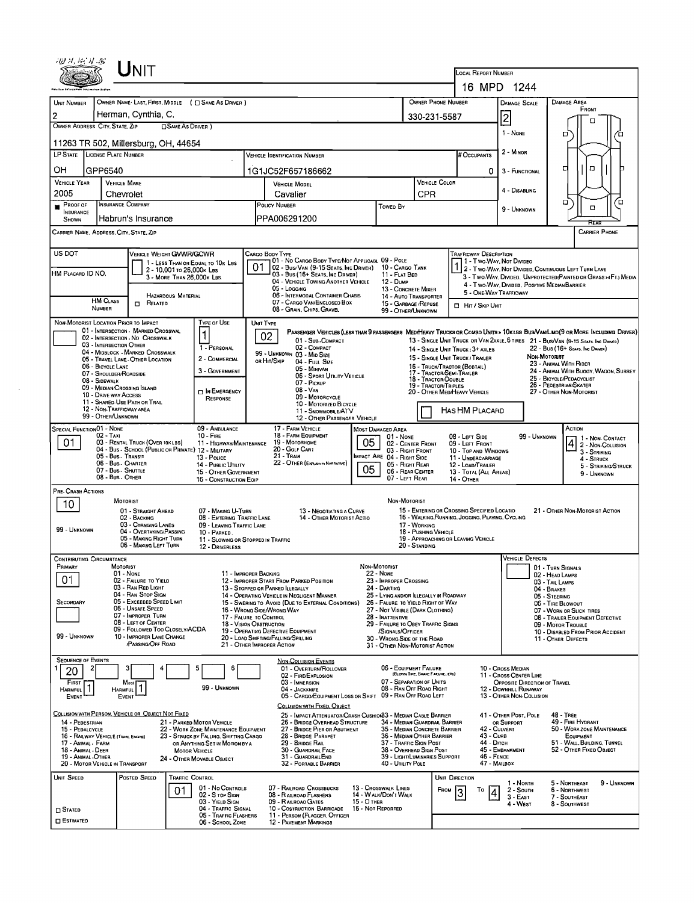# UNIT

**LOCAL REPORT NUMBER:** 16 MPD 1244

| UNIT NUMBER | OWNER NAME: LAST, FIRST, MIDDLE ( ☐ SAME AS DRIVER ) | OWNER PHONE NUMBER | DAMAGE SCALE | DAMAGE AREA |
|---|---|---|---|---|
| 2 | Herman, Cynthia, C. | 330-231-5587 | 2 | FRONT |

**OWNER ADDRESS: CITY, STATE, ZIP** ( ☐ SAME AS DRIVER ): 11263 TR 502, Millersburg, OH, 44654

| LP STATE | LICENSE PLATE NUMBER | VEHICLE IDENTIFICATION NUMBER | # OCCUPANTS |
|---|---|---|---|
| OH | GPP6540 | 1G1JC52F657186662 | 0 |

| VEHICLE YEAR | VEHICLE MAKE | VEHICLE MODEL | VEHICLE COLOR |
|---|---|---|---|
| 2005 | Chevrolet | Cavalier | CPR |

| PROOF OF INSURANCE SHOWN | INSURANCE COMPANY | POLICY NUMBER | TOWED BY |
|---|---|---|---|
| ■ | Habrun's Insurance | PPA006291200 | |

Damage Scale: 1 - None; 2 - Minor; 3 - Functional; 4 - Disabling; 9 - Unknown

CARRIER NAME, ADDRESS, CITY, STATE, ZIP — CARRIER PHONE

US DOT — VEHICLE WEIGHT GVWR/GCWR: 1 - Less Than or Equal to 10k Lbs; 2 - 10,001 to 26,000k Lbs; 3 - More Than 26,000k Lbs

HM PLACARD ID NO. — HM CLASS NUMBER — HAZARDOUS MATERIAL ☐ RELATED

CARGO BODY TYPE: 01
01 - No Cargo Body Type/Not Applicable; 02 - Bus/Van (9-15 Seats, Inc Driver); 03 - Bus (16+ Seats, Inc Driver); 04 - Vehicle Towing Another Vehicle; 05 - Logging; 06 - Intermodal Container Chassis; 07 - Cargo Van/Enclosed Box; 08 - Grain, Chips, Gravel; 09 - Pole; 10 - Cargo Tank; 11 - Flat Bed; 12 - Dump; 13 - Concrete Mixer; 14 - Auto Transporter; 15 - Garbage/Refuse; 99 - Other/Unknown

TRAFFICWAY DESCRIPTION: 1
1 - Two-Way, Not Divided; 2 - Two-Way, Not Divided, Continuous Left Turn Lane; 3 - Two-Way, Divided, Unprotected (Painted or Grass >4Ft.) Media; 4 - Two-Way, Divided, Positive Median Barrier; 5 - One-Way Trafficway

☐ HIT / SKIP UNIT

NON-MOTORIST LOCATION PRIOR TO IMPACT: 01 - Intersection - Marked Crosswalk; 02 - Intersection - No Crosswalk; 03 - Intersection Other; 04 - Midblock - Marked Crosswalk; 05 - Travel Lane - Other Location; 06 - Bicycle Lane; 07 - Shoulder/Roadside; 08 - Sidewalk; 09 - Median/Crossing Island; 10 - Drive Way Access; 11 - Shared-Use Path or Trail; 12 - Non-Trafficway Area; 99 - Other/Unknown

TYPE OF USE: 1
1 - Personal; 2 - Commercial; 3 - Government; ☐ In Emergency Response

UNIT TYPE: 02
Passenger Vehicles (less than 9 passengers): 01 - Sub-Compact; 02 - Compact; 99 - Unknown 03 - Mid Size; or Hit/Skip 04 - Full Size; 05 - Minivan; 06 - Sport Utility Vehicle; 07 - Pickup; 08 - Van; 09 - Motorcycle; 10 - Motorized Bicycle; 11 - Snowmobile/ATV; 12 - Other Passenger Vehicle
Med/Heavy Trucks or Combo Units > 10k lbs Bus/Van/Limo (9 or More Including Driver): 13 - Single Unit Truck or Van 2axle, 6 Tires; 14 - Single Unit Truck: 3+ Axles; 15 - Single Unit Truck / Trailer; 16 - Truck/Tractor (Bobtail); 17 - Tractor/Semi-Trailer; 18 - Tractor/Double; 19 - Tractor/Triples; 20 - Other Med/Heavy Vehicle; 21 - Bus/Van (9-15 Seats, Inc Driver); 22 - Bus (16+ Seats, Inc Driver)
Non-Motorist: 23 - Animal With Rider; 24 - Animal With Buggy, Wagon, Surrey; 25 - Bicycle/Pedacyclist; 26 - Pedestrian/Skater; 27 - Other Non-Motorist
☐ Has HM Placard

SPECIAL FUNCTION: 01
01 - None; 02 - Taxi; 03 - Rental Truck (Over 10K lbs); 04 - Bus - School (Public or Private); 05 - Bus - Transit; 06 - Bus - Charter; 07 - Bus - Shuttle; 08 - Bus - Other; 09 - Ambulance; 10 - Fire; 11 - Highway/Maintenance; 12 - Military; 13 - Police; 14 - Public Utility; 15 - Other Government; 16 - Construction Eqip; 17 - Farm Vehicle; 18 - Farm Equipment; 19 - Motorhome; 20 - Golf Cart; 21 - Train; 22 - Other (Explain in Narrative)

MOST DAMAGED AREA: 05 — IMPACT ARE: 05
01 - None; 02 - Center Front; 03 - Right Front; 04 - Right Side; 05 - Right Rear; 06 - Rear Center; 07 - Left Rear; 08 - Left Side; 09 - Left Front; 10 - Top and Windows; 11 - Undercarriage; 12 - Load/Trailer; 13 - Total (All Areas); 14 - Other; 99 - Unknown

ACTION: 4
1 - Non-Contact; 2 - Non-Collision; 3 - Striking; 4 - Struck; 5 - Striking/Struck; 9 - Unknown

PRE-CRASH ACTIONS: 10
Motorist: 01 - Straight Ahead; 02 - Backing; 03 - Changing Lanes; 04 - Overtaking/Passing; 05 - Making Right Turn; 06 - Making Left Turn; 07 - Making U-Turn; 08 - Entering Traffic Lane; 09 - Leaving Traffic Lane; 10 - Parked; 11 - Slowing or Stopped in Traffic; 12 - Driverless; 13 - Negotiating a Curve; 14 - Other Motorist Actio; 99 - Unknown
Non-Motorist: 15 - Entering or Crossing Specified Locatio; 16 - Walking, Running, Jogging, Playing, Cycling; 17 - Working; 18 - Pushing Vehicle; 19 - Approaching or Leaving Vehicle; 20 - Standing; 21 - Other Non-Motorist Action

CONTRIBUTING CIRCUMSTANCE — PRIMARY: 01 — SECONDARY: (blank)
Motorist: 01 - None; 02 - Failure to Yield; 03 - Ran Red Light; 04 - Ran Stop Sign; 05 - Exceeded Speed Limit; 06 - Unsafe Speed; 07 - Improper Turn; 08 - Left of Center; 09 - Followed Too Closely/ACDA; 10 - Improper Lane Change /Passing/Off Road; 11 - Improper Backing; 12 - Improper Start From Parked Position; 13 - Stopped or Parked Illegally; 14 - Operating Vehicle in Negligent Manner; 15 - Swering to Avoid (Due to External Conditions); 16 - Wrong Side/Wrong Way; 17 - Failure to Control; 18 - Vision Obstruction; 19 - Operating Defective Equipment; 20 - Load Shifting/Falling/Spilling; 21 - Other Improper Action; 99 - Unknown
Non-Motorist: 22 - None; 23 - Improper Crossing; 24 - Darting; 25 - Lying and/or Illegally in Roadway; 26 - Failure to Yield Right of Way; 27 - Not Visible (Dark Clothing); 28 - Inattentive; 29 - Failure to Obey Traffic Signs /Signals/Officer; 30 - Wrong Side of the Road; 31 - Other Non-Motorist Action

VEHICLE DEFECTS: 01 - Turn Signals; 02 - Head Lamps; 03 - Tail Lamps; 04 - Brakes; 05 - Steering; 06 - Tire Blowout; 07 - Worn or Slick Tires; 08 - Trailer Equipment Defective; 09 - Motor Trouble; 10 - Disabled From Prior Accident; 11 - Other Defects

SEQUENCE OF EVENTS: 1: 20; 2: (blank); 3; 4; 5; 6
FIRST HARMFUL EVENT: 1 — MOST HARMFUL EVENT: 1
99 - Unknown

Non-Collision Events: 01 - Overturn/Rollover; 02 - Fire/Explosion; 03 - Immersion; 04 - Jackknife; 05 - Cargo/Equipment Loss or Shift; 06 - Equipment Failure (Blown Tire, Brake Failure, etc); 07 - Separation of Units; 08 - Ran Off Road Right; 09 - Ran Off Road Left; 10 - Cross Median; 11 - Cross Center Line Opposite Direction of Travel; 12 - Downhill Runaway; 13 - Other Non-Collision

Collision with Person, Vehicle or Object Not Fixed: 14 - Pedestrian; 15 - Pedalcycle; 16 - Railway Vehicle (Train, Engine); 17 - Animal - Farm; 18 - Animal - Deer; 19 - Animal - Other; 20 - Motor Vehicle in Transport; 21 - Parked Motor Vehicle; 22 - Work Zone Maintenance Equipment; 23 - Struck by Falling, Shifting Cargo or Anything Set in Motion by a Motor Vehicle; 24 - Other Movable Object

Collision with Fixed, Object: 25 - Impact Attenuator/Crash Cushion; 26 - Bridge Overhead Structure; 27 - Bridge Pier or Abutment; 28 - Bridge Parapet; 29 - Bridge Rail; 30 - Guardrail Face; 31 - Guardrail End; 32 - Portable Barrier; 33 - Median Cable Barrier; 34 - Median Guardrail Barrier; 35 - Median Concrete Barrier; 36 - Median Other Barrier; 37 - Traffic Sign Post; 38 - Overhead Sign Post; 39 - Light/Luminaries Support; 40 - Utility Pole; 41 - Other Post, Pole or Support; 42 - Culvert; 43 - Curb; 44 - Ditch; 45 - Embankment; 46 - Fence; 47 - Mailbox; 48 - Tree; 49 - Fire Hydrant; 50 - Work Zone Maintenance Equipment; 51 - Wall, Building, Tunnel; 52 - Other Fixed Object

UNIT SPEED: (blank) — POSTED SPEED: (blank) — ☐ Stated ☐ Estimated

TRAFFIC CONTROL: 01
01 - No Controls; 02 - Stop Sign; 03 - Yield Sign; 04 - Traffic Signal; 05 - Traffic Flashers; 06 - School Zone; 07 - Railroad Crossbucks; 08 - Railroad Flashers; 09 - Railroad Gates; 10 - Costruction Barricade; 11 - Person (Flagger, Officer); 12 - Pavement Markings; 13 - Crosswalk Lines; 14 - Walk/Don't Walk; 15 - Other; 16 - Not Reported

UNIT DIRECTION: From 3 To 4
1 - North; 2 - South; 3 - East; 4 - West; 5 - Northeast; 6 - Northwest; 7 - Southeast; 8 - Southwest; 9 - Unknown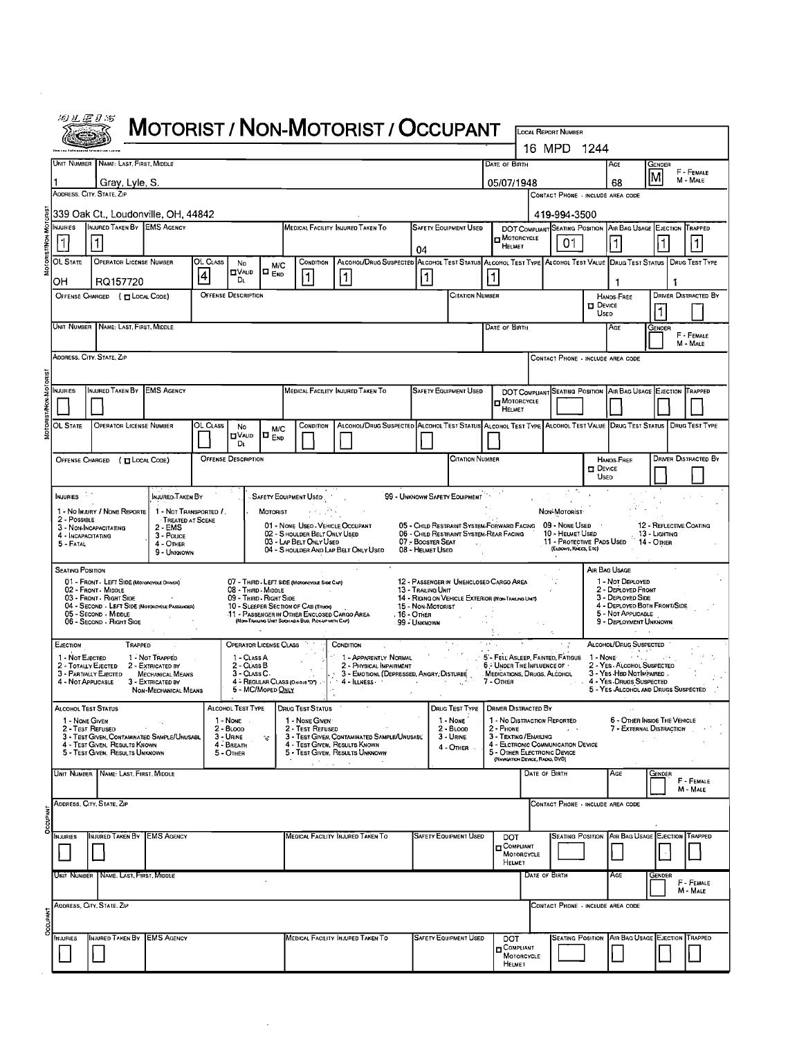# MOTORIST / NON-MOTORIST / OCCUPANT

**Local Report Number:** 16 MPD 1244

## Motorist / Non-Motorist

| Unit Number | Name: Last, First, Middle | Date of Birth | Age | Gender |
|---|---|---|---|---|
| 1 | Gray, Lyle, S. | 05/07/1948 | 68 | M |

**Address, City, State, Zip:** 339 Oak Ct., Loudonville, OH, 44842

**Contact Phone - Include Area Code:** 419-994-3500

| Injuries | Injured Taken By | EMS Agency | Medical Facility Injured Taken To | Safety Equipment Used | DOT Compliant Motorcycle Helmet | Seating Position | Air Bag Usage | Ejection | Trapped |
|---|---|---|---|---|---|---|---|---|---|
| 1 | 1 | | | 04 | | 01 | 1 | 1 | 1 |

| OL State | Operator License Number | OL Class | No Valid DL | M/C End | Condition | Alcohol/Drug Suspected | Alcohol Test Status | Alcohol Test Type | Alcohol Test Value | Drug Test Status | Drug Test Type |
|---|---|---|---|---|---|---|---|---|---|---|---|
| OH | RQ157720 | 4 | | | 1 | 1 | 1 | 1 | | 1 | 1 |

| Offense Charged (Local Code) | Offense Description | Citation Number | Hands-Free Device Used | Driver Distracted By |
|---|---|---|---|---|
| | | | | 1 |

## Motorist / Non-Motorist

| Unit Number | Name: Last, First, Middle | Date of Birth | Age | Gender |
|---|---|---|---|---|
| | | | | |

**Address, City, State, Zip:**

**Contact Phone - Include Area Code:**

| Injuries | Injured Taken By | EMS Agency | Medical Facility Injured Taken To | Safety Equipment Used | DOT Compliant Motorcycle Helmet | Seating Position | Air Bag Usage | Ejection | Trapped |
|---|---|---|---|---|---|---|---|---|---|
| | | | | | | | | | |

| OL State | Operator License Number | OL Class | No Valid DL | M/C End | Condition | Alcohol/Drug Suspected | Alcohol Test Status | Alcohol Test Type | Alcohol Test Value | Drug Test Status | Drug Test Type |
|---|---|---|---|---|---|---|---|---|---|---|---|
| | | | | | | | | | | | |

| Offense Charged (Local Code) | Offense Description | Citation Number | Hands-Free Device Used | Driver Distracted By |
|---|---|---|---|---|
| | | | | |

## Codes

**Injuries:** 1 - No Injury / None Reported; 2 - Possible; 3 - Non-Incapacitating; 4 - Incapacitating; 5 - Fatal

**Injured Taken By:** 1 - Not Transported / Treated at Scene; 2 - EMS; 3 - Police; 4 - Other; 9 - Unknown

**Safety Equipment Used:** 99 - Unknown Safety Equipment

- Motorist: 01 - None Used - Vehicle Occupant; 02 - Shoulder Belt Only Used; 03 - Lap Belt Only Used; 04 - Shoulder And Lap Belt Only Used; 05 - Child Restraint System-Forward Facing; 06 - Child Restraint System-Rear Facing; 07 - Booster Seat; 08 - Helmet Used
- Non-Motorist: 09 - None Used; 10 - Helmet Used; 11 - Protective Pads Used (Elbows, Knees, Etc); 12 - Reflective Coating; 13 - Lighting; 14 - Other

**Seating Position:** 01 - Front - Left Side (Motorcycle Driver); 02 - Front - Middle; 03 - Front - Right Side; 04 - Second - Left Side (Motorcycle Passenger); 05 - Second - Middle; 06 - Second - Right Side; 07 - Third - Left Side (Motorcycle Side Car); 08 - Third - Middle; 09 - Third - Right Side; 10 - Sleeper Section of Cab (Truck); 11 - Passenger in Other Enclosed Cargo Area (Non-Trailing Unit Such as a Bus, Pick-up with Cap); 12 - Passenger in Unenclosed Cargo Area; 13 - Trailing Unit; 14 - Riding on Vehicle Exterior (Non-Trailing Unit); 15 - Non-Motorist; 16 - Other; 99 - Unknown

**Air Bag Usage:** 1 - Not Deployed; 2 - Deployed Front; 3 - Deployed Side; 4 - Deployed Both Front/Side; 5 - Not Applicable; 9 - Deployment Unknown

**Ejection:** 1 - Not Ejected; 2 - Totally Ejected; 3 - Partially Ejected; 4 - Not Applicable

**Trapped:** 1 - Not Trapped; 2 - Extricated by Mechanical Means; 3 - Extricated by Non-Mechanical Means

**Operator License Class:** 1 - Class A; 2 - Class B; 3 - Class C; 4 - Regular Class (Ohio is "D"); 5 - M/C/Moped Only

**Condition:** 1 - Apparently Normal; 2 - Physical Impairment; 3 - Emotional (Depressed, Angry, Disturbed); 4 - Illness; 5 - Fell Asleep, Fainted, Fatigue; 6 - Under the Influence of Medications, Drugs, Alcohol; 7 - Other

**Alcohol/Drug Suspected:** 1 - None; 2 - Yes - Alcohol Suspected; 3 - Yes - HBD Not Impaired; 4 - Yes - Drugs Suspected; 5 - Yes - Alcohol and Drugs Suspected

**Alcohol Test Status:** 1 - None Given; 2 - Test Refused; 3 - Test Given, Contaminated Sample/Unusable; 4 - Test Given, Results Known; 5 - Test Given, Results Unknown

**Alcohol Test Type:** 1 - None; 2 - Blood; 3 - Urine; 4 - Breath; 5 - Other

**Drug Test Status:** 1 - None Given; 2 - Test Refused; 3 - Test Given, Contaminated Sample/Unusable; 4 - Test Given, Results Known; 5 - Test Given, Results Unknown

**Drug Test Type:** 1 - None; 2 - Blood; 3 - Urine; 4 - Other

**Driver Distracted By:** 1 - No Distraction Reported; 2 - Phone; 3 - Texting/Emailing; 4 - Electronic Communication Device; 5 - Other Electronic Device (Navigation Device, Radio, DVD); 6 - Other Inside the Vehicle; 7 - External Distraction

## Occupant

| Unit Number | Name: Last, First, Middle | Date of Birth | Age | Gender |
|---|---|---|---|---|
| | | | | |

**Address, City, State, Zip:**

**Contact Phone - Include Area Code:**

| Injuries | Injured Taken By | EMS Agency | Medical Facility Injured Taken To | Safety Equipment Used | DOT Compliant Motorcycle Helmet | Seating Position | Air Bag Usage | Ejection | Trapped |
|---|---|---|---|---|---|---|---|---|---|
| | | | | | | | | | |

## Occupant

| Unit Number | Name: Last, First, Middle | Date of Birth | Age | Gender |
|---|---|---|---|---|
| | | | | |

**Address, City, State, Zip:**

**Contact Phone - Include Area Code:**

| Injuries | Injured Taken By | EMS Agency | Medical Facility Injured Taken To | Safety Equipment Used | DOT Compliant Motorcycle Helmet | Seating Position | Air Bag Usage | Ejection | Trapped |
|---|---|---|---|---|---|---|---|---|---|
| | | | | | | | | | |